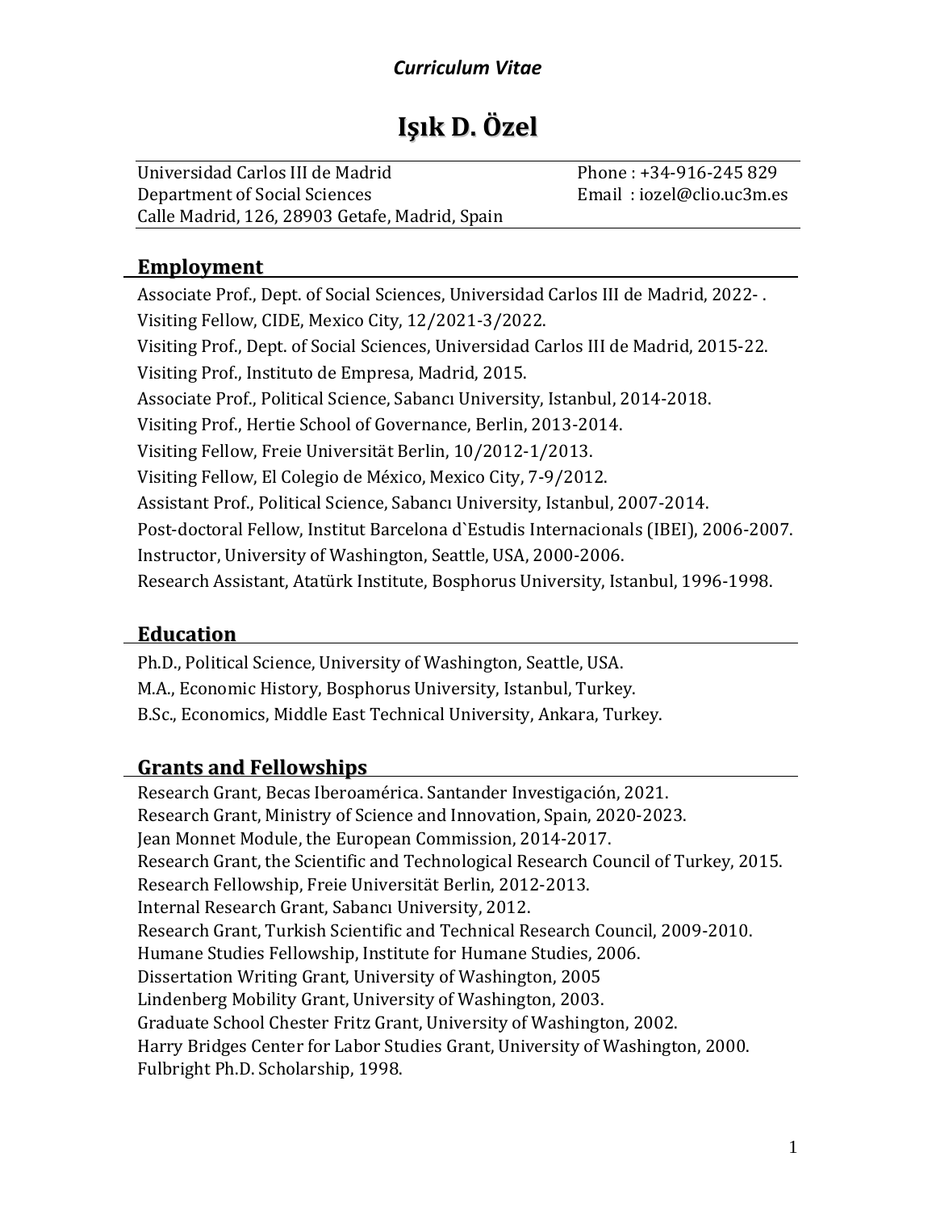*Curriculum Vitae*

# Işık D. Özel

Universidad Carlos III de Madrid
Department of Social Sciences
Calle Madrid, 126, 28903 Getafe, Madrid, Spain

Phone : +34-916-245 829
Email : iozel@clio.uc3m.es

## Employment

Associate Prof., Dept. of Social Sciences, Universidad Carlos III de Madrid, 2022- .
Visiting Fellow, CIDE, Mexico City, 12/2021-3/2022.
Visiting Prof., Dept. of Social Sciences, Universidad Carlos III de Madrid, 2015-22.
Visiting Prof., Instituto de Empresa, Madrid, 2015.
Associate Prof., Political Science, Sabancı University, Istanbul, 2014-2018.
Visiting Prof., Hertie School of Governance, Berlin, 2013-2014.
Visiting Fellow, Freie Universität Berlin, 10/2012-1/2013.
Visiting Fellow, El Colegio de México, Mexico City, 7-9/2012.
Assistant Prof., Political Science, Sabancı University, Istanbul, 2007-2014.
Post-doctoral Fellow, Institut Barcelona d`Estudis Internacionals (IBEI), 2006-2007.
Instructor, University of Washington, Seattle, USA, 2000-2006.
Research Assistant, Atatürk Institute, Bosphorus University, Istanbul, 1996-1998.

## Education

Ph.D., Political Science, University of Washington, Seattle, USA.
M.A., Economic History, Bosphorus University, Istanbul, Turkey.
B.Sc., Economics, Middle East Technical University, Ankara, Turkey.

## Grants and Fellowships

Research Grant, Becas Iberoamérica. Santander Investigación, 2021.
Research Grant, Ministry of Science and Innovation, Spain, 2020-2023.
Jean Monnet Module, the European Commission, 2014-2017.
Research Grant, the Scientific and Technological Research Council of Turkey, 2015.
Research Fellowship, Freie Universität Berlin, 2012-2013.
Internal Research Grant, Sabancı University, 2012.
Research Grant, Turkish Scientific and Technical Research Council, 2009-2010.
Humane Studies Fellowship, Institute for Humane Studies, 2006.
Dissertation Writing Grant, University of Washington, 2005
Lindenberg Mobility Grant, University of Washington, 2003.
Graduate School Chester Fritz Grant, University of Washington, 2002.
Harry Bridges Center for Labor Studies Grant, University of Washington, 2000.
Fulbright Ph.D. Scholarship, 1998.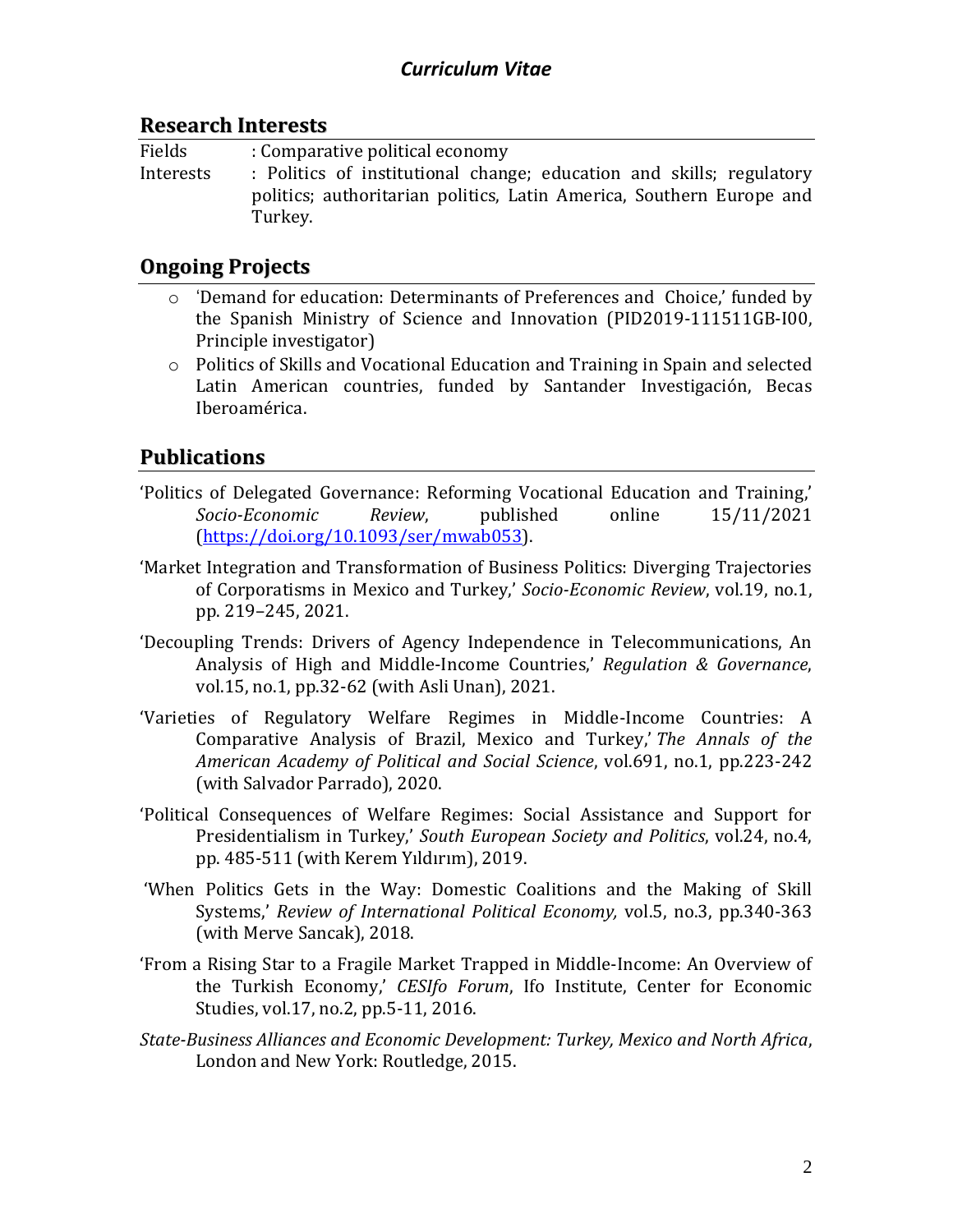## *Curriculum Vitae*

## Research Interests

Fields : Comparative political economy

Interests : Politics of institutional change; education and skills; regulatory politics; authoritarian politics, Latin America, Southern Europe and Turkey.

## Ongoing Projects

- 'Demand for education: Determinants of Preferences and Choice,' funded by the Spanish Ministry of Science and Innovation (PID2019-111511GB-I00, Principle investigator)
- Politics of Skills and Vocational Education and Training in Spain and selected Latin American countries, funded by Santander Investigación, Becas Iberoamérica.

## Publications

'Politics of Delegated Governance: Reforming Vocational Education and Training,' *Socio-Economic Review*, published online 15/11/2021 (https://doi.org/10.1093/ser/mwab053).

'Market Integration and Transformation of Business Politics: Diverging Trajectories of Corporatisms in Mexico and Turkey,' *Socio-Economic Review*, vol.19, no.1, pp. 219–245, 2021.

'Decoupling Trends: Drivers of Agency Independence in Telecommunications, An Analysis of High and Middle-Income Countries,' *Regulation & Governance*, vol.15, no.1, pp.32-62 (with Asli Unan), 2021.

'Varieties of Regulatory Welfare Regimes in Middle-Income Countries: A Comparative Analysis of Brazil, Mexico and Turkey,' *The Annals of the American Academy of Political and Social Science*, vol.691, no.1, pp.223-242 (with Salvador Parrado), 2020.

'Political Consequences of Welfare Regimes: Social Assistance and Support for Presidentialism in Turkey,' *South European Society and Politics*, vol.24, no.4, pp. 485-511 (with Kerem Yıldırım), 2019.

'When Politics Gets in the Way: Domestic Coalitions and the Making of Skill Systems,' *Review of International Political Economy,* vol.5, no.3, pp.340-363 (with Merve Sancak), 2018.

'From a Rising Star to a Fragile Market Trapped in Middle-Income: An Overview of the Turkish Economy,' *CESIfo Forum*, Ifo Institute, Center for Economic Studies, vol.17, no.2, pp.5-11, 2016.

*State-Business Alliances and Economic Development: Turkey, Mexico and North Africa*, London and New York: Routledge, 2015.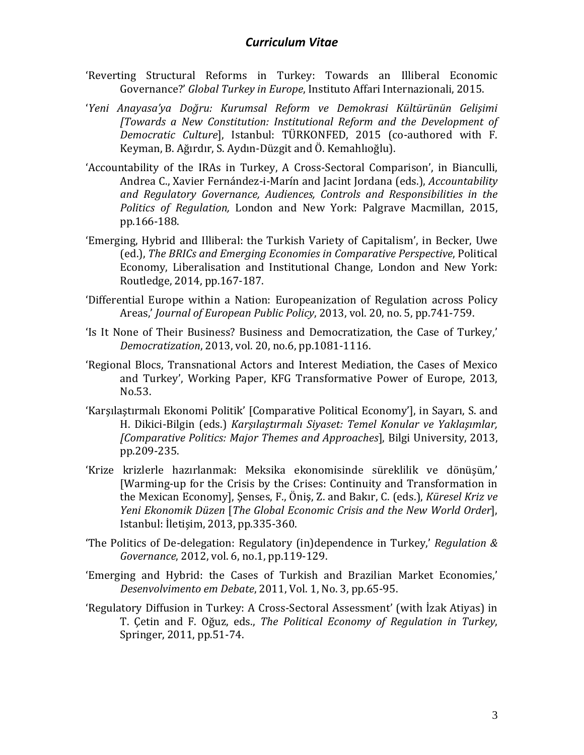'Reverting Structural Reforms in Turkey: Towards an Illiberal Economic Governance?' *Global Turkey in Europe*, Instituto Affari Internazionali, 2015.

'*Yeni Anayasa'ya Doğru: Kurumsal Reform ve Demokrasi Kültürünün Gelişimi [Towards a New Constitution: Institutional Reform and the Development of Democratic Culture*], Istanbul: TÜRKONFED, 2015 (co-authored with F. Keyman, B. Ağırdır, S. Aydın-Düzgit and Ö. Kemahlıoğlu).

'Accountability of the IRAs in Turkey, A Cross-Sectoral Comparison', in Bianculli, Andrea C., Xavier Fernández-i-Marín and Jacint Jordana (eds.), *Accountability and Regulatory Governance, Audiences, Controls and Responsibilities in the Politics of Regulation,* London and New York: Palgrave Macmillan, 2015, pp.166-188.

'Emerging, Hybrid and Illiberal: the Turkish Variety of Capitalism', in Becker, Uwe (ed.), *The BRICs and Emerging Economies in Comparative Perspective*, Political Economy, Liberalisation and Institutional Change, London and New York: Routledge, 2014, pp.167-187.

'Differential Europe within a Nation: Europeanization of Regulation across Policy Areas,' *Journal of European Public Policy*, 2013, vol. 20, no. 5, pp.741-759.

'Is It None of Their Business? Business and Democratization, the Case of Turkey,' *Democratization*, 2013, vol. 20, no.6, pp.1081-1116.

'Regional Blocs, Transnational Actors and Interest Mediation, the Cases of Mexico and Turkey', Working Paper, KFG Transformative Power of Europe, 2013, No.53.

'Karşılaştırmalı Ekonomi Politik' [Comparative Political Economy'], in Sayarı, S. and H. Dikici-Bilgin (eds.) *Karşılaştırmalı Siyaset: Temel Konular ve Yaklaşımlar, [Comparative Politics: Major Themes and Approaches*], Bilgi University, 2013, pp.209-235.

'Krize krizlerle hazırlanmak: Meksika ekonomisinde süreklilik ve dönüşüm,' [Warming-up for the Crisis by the Crises: Continuity and Transformation in the Mexican Economy], Şenses, F., Öniş, Z. and Bakır, C. (eds.), *Küresel Kriz ve Yeni Ekonomik Düzen* [*The Global Economic Crisis and the New World Order*], Istanbul: İletişim, 2013, pp.335-360.

'The Politics of De-delegation: Regulatory (in)dependence in Turkey,' *Regulation & Governance*, 2012, vol. 6, no.1, pp.119-129.

'Emerging and Hybrid: the Cases of Turkish and Brazilian Market Economies,' *Desenvolvimento em Debate*, 2011, Vol. 1, No. 3, pp.65-95.

'Regulatory Diffusion in Turkey: A Cross-Sectoral Assessment' (with İzak Atiyas) in T. Çetin and F. Oğuz, eds., *The Political Economy of Regulation in Turkey*, Springer, 2011, pp.51-74.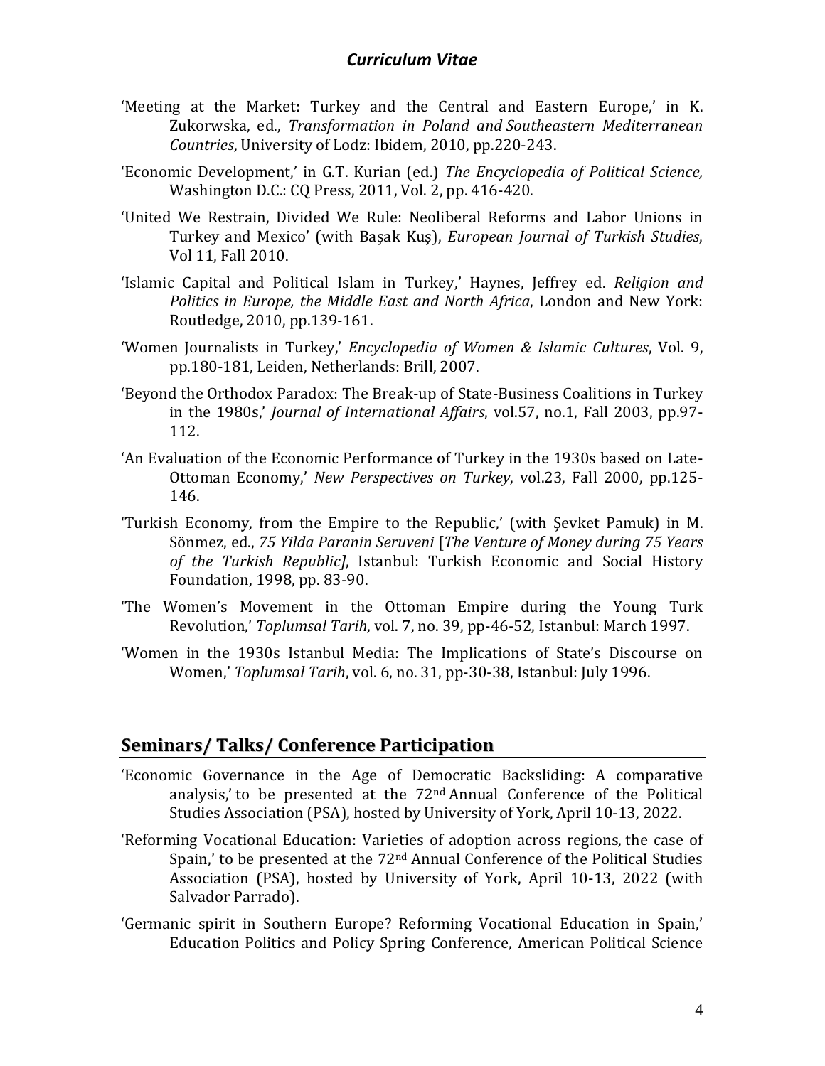'Meeting at the Market: Turkey and the Central and Eastern Europe,' in K. Zukorwska, ed., *Transformation in Poland and Southeastern Mediterranean Countries*, University of Lodz: Ibidem, 2010, pp.220-243.

'Economic Development,' in G.T. Kurian (ed.) *The Encyclopedia of Political Science,* Washington D.C.: CQ Press, 2011, Vol. 2, pp. 416-420.

'United We Restrain, Divided We Rule: Neoliberal Reforms and Labor Unions in Turkey and Mexico' (with Başak Kuş), *European Journal of Turkish Studies*, Vol 11, Fall 2010.

'Islamic Capital and Political Islam in Turkey,' Haynes, Jeffrey ed. *Religion and Politics in Europe, the Middle East and North Africa*, London and New York: Routledge, 2010, pp.139-161.

'Women Journalists in Turkey,' *Encyclopedia of Women & Islamic Cultures*, Vol. 9, pp.180-181, Leiden, Netherlands: Brill, 2007.

'Beyond the Orthodox Paradox: The Break-up of State-Business Coalitions in Turkey in the 1980s,' *Journal of International Affairs*, vol.57, no.1, Fall 2003, pp.97-112.

'An Evaluation of the Economic Performance of Turkey in the 1930s based on Late-Ottoman Economy,' *New Perspectives on Turkey*, vol.23, Fall 2000, pp.125-146.

'Turkish Economy, from the Empire to the Republic,' (with Şevket Pamuk) in M. Sönmez, ed., *75 Yilda Paranin Seruveni* [*The Venture of Money during 75 Years of the Turkish Republic]*, Istanbul: Turkish Economic and Social History Foundation, 1998, pp. 83-90.

'The Women's Movement in the Ottoman Empire during the Young Turk Revolution,' *Toplumsal Tarih*, vol. 7, no. 39, pp-46-52, Istanbul: March 1997.

'Women in the 1930s Istanbul Media: The Implications of State's Discourse on Women,' *Toplumsal Tarih*, vol. 6, no. 31, pp-30-38, Istanbul: July 1996.

## Seminars/ Talks/ Conference Participation

'Economic Governance in the Age of Democratic Backsliding: A comparative analysis,' to be presented at the 72nd Annual Conference of the Political Studies Association (PSA), hosted by University of York, April 10-13, 2022.

'Reforming Vocational Education: Varieties of adoption across regions, the case of Spain,' to be presented at the 72nd Annual Conference of the Political Studies Association (PSA), hosted by University of York, April 10-13, 2022 (with Salvador Parrado).

'Germanic spirit in Southern Europe? Reforming Vocational Education in Spain,' Education Politics and Policy Spring Conference, American Political Science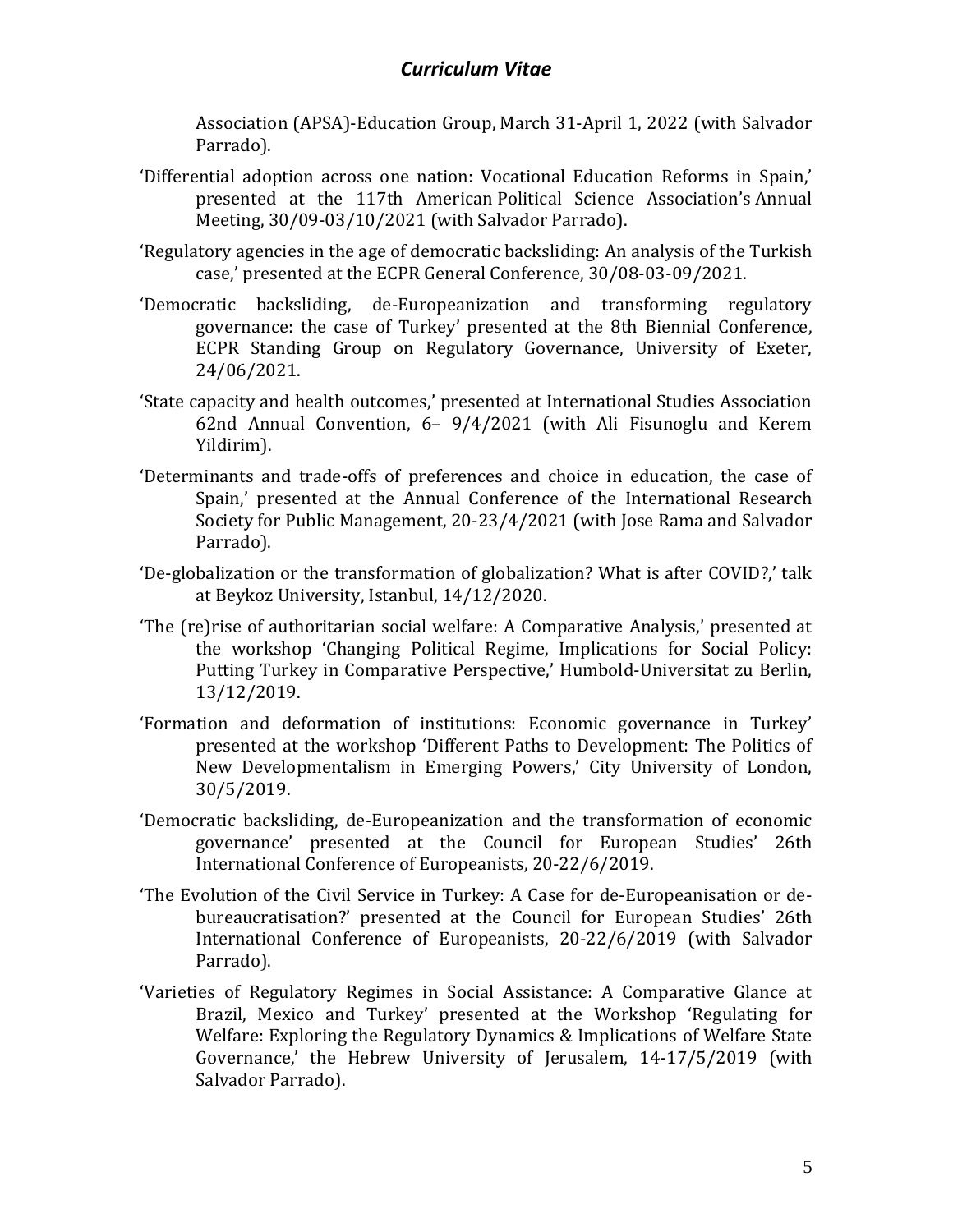Association (APSA)-Education Group, March 31-April 1, 2022 (with Salvador Parrado).

‘Differential adoption across one nation: Vocational Education Reforms in Spain,’ presented at the 117th American Political Science Association’s Annual Meeting, 30/09-03/10/2021 (with Salvador Parrado).

‘Regulatory agencies in the age of democratic backsliding: An analysis of the Turkish case,’ presented at the ECPR General Conference, 30/08-03-09/2021.

‘Democratic backsliding, de-Europeanization and transforming regulatory governance: the case of Turkey’ presented at the 8th Biennial Conference, ECPR Standing Group on Regulatory Governance, University of Exeter, 24/06/2021.

‘State capacity and health outcomes,’ presented at International Studies Association 62nd Annual Convention, 6– 9/4/2021 (with Ali Fisunoglu and Kerem Yildirim).

‘Determinants and trade-offs of preferences and choice in education, the case of Spain,’ presented at the Annual Conference of the International Research Society for Public Management, 20-23/4/2021 (with Jose Rama and Salvador Parrado).

‘De-globalization or the transformation of globalization? What is after COVID?,’ talk at Beykoz University, Istanbul, 14/12/2020.

‘The (re)rise of authoritarian social welfare: A Comparative Analysis,’ presented at the workshop ‘Changing Political Regime, Implications for Social Policy: Putting Turkey in Comparative Perspective,’ Humbold-Universitat zu Berlin, 13/12/2019.

‘Formation and deformation of institutions: Economic governance in Turkey’ presented at the workshop ‘Different Paths to Development: The Politics of New Developmentalism in Emerging Powers,’ City University of London, 30/5/2019.

‘Democratic backsliding, de-Europeanization and the transformation of economic governance’ presented at the Council for European Studies’ 26th International Conference of Europeanists, 20-22/6/2019.

‘The Evolution of the Civil Service in Turkey: A Case for de-Europeanisation or de-bureaucratisation?’ presented at the Council for European Studies’ 26th International Conference of Europeanists, 20-22/6/2019 (with Salvador Parrado).

‘Varieties of Regulatory Regimes in Social Assistance: A Comparative Glance at Brazil, Mexico and Turkey’ presented at the Workshop ‘Regulating for Welfare: Exploring the Regulatory Dynamics & Implications of Welfare State Governance,’ the Hebrew University of Jerusalem, 14-17/5/2019 (with Salvador Parrado).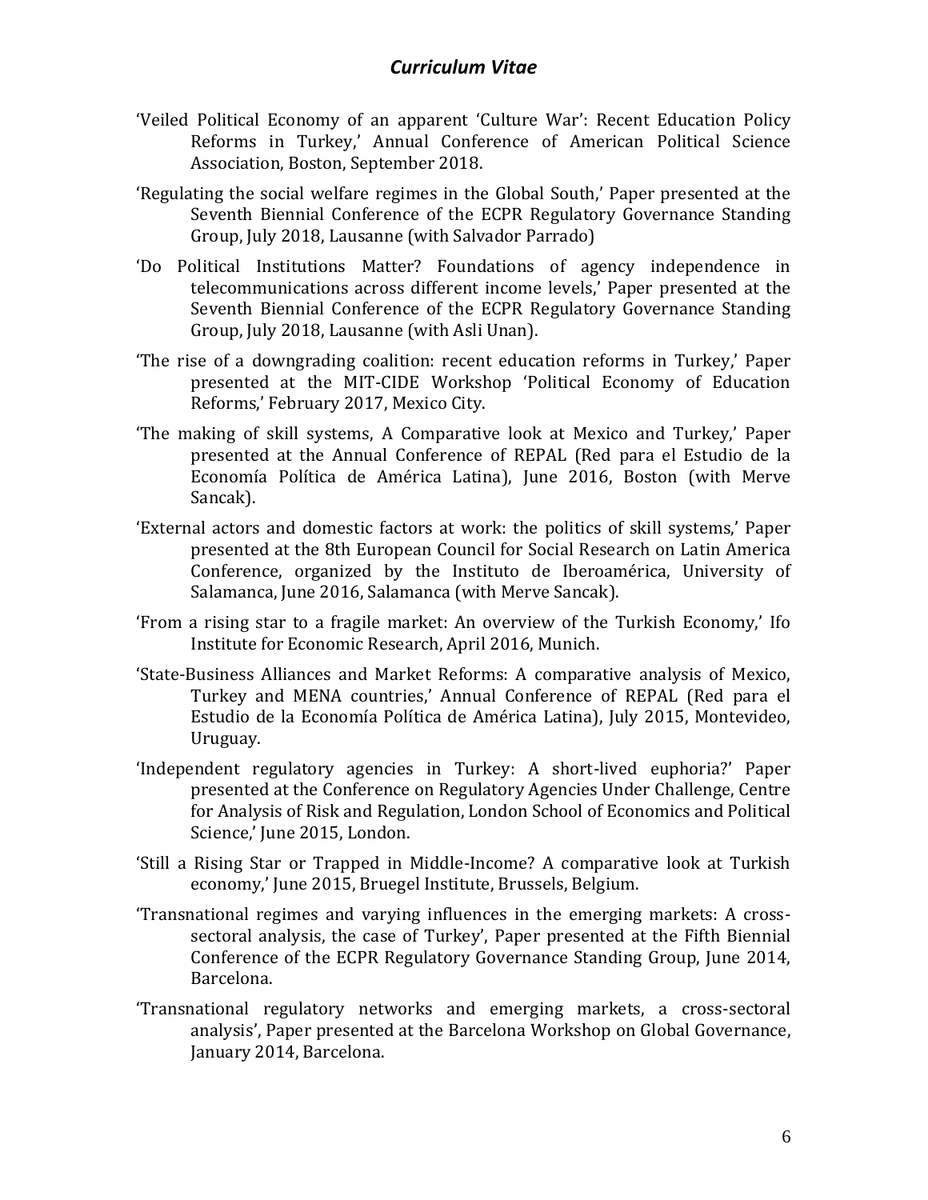'Veiled Political Economy of an apparent 'Culture War': Recent Education Policy Reforms in Turkey,' Annual Conference of American Political Science Association, Boston, September 2018.

'Regulating the social welfare regimes in the Global South,' Paper presented at the Seventh Biennial Conference of the ECPR Regulatory Governance Standing Group, July 2018, Lausanne (with Salvador Parrado)

'Do Political Institutions Matter? Foundations of agency independence in telecommunications across different income levels,' Paper presented at the Seventh Biennial Conference of the ECPR Regulatory Governance Standing Group, July 2018, Lausanne (with Asli Unan).

'The rise of a downgrading coalition: recent education reforms in Turkey,' Paper presented at the MIT-CIDE Workshop 'Political Economy of Education Reforms,' February 2017, Mexico City.

'The making of skill systems, A Comparative look at Mexico and Turkey,' Paper presented at the Annual Conference of REPAL (Red para el Estudio de la Economía Política de América Latina), June 2016, Boston (with Merve Sancak).

'External actors and domestic factors at work: the politics of skill systems,' Paper presented at the 8th European Council for Social Research on Latin America Conference, organized by the Instituto de Iberoamérica, University of Salamanca, June 2016, Salamanca (with Merve Sancak).

'From a rising star to a fragile market: An overview of the Turkish Economy,' Ifo Institute for Economic Research, April 2016, Munich.

'State-Business Alliances and Market Reforms: A comparative analysis of Mexico, Turkey and MENA countries,' Annual Conference of REPAL (Red para el Estudio de la Economía Política de América Latina), July 2015, Montevideo, Uruguay.

'Independent regulatory agencies in Turkey: A short-lived euphoria?' Paper presented at the Conference on Regulatory Agencies Under Challenge, Centre for Analysis of Risk and Regulation, London School of Economics and Political Science,' June 2015, London.

'Still a Rising Star or Trapped in Middle-Income? A comparative look at Turkish economy,' June 2015, Bruegel Institute, Brussels, Belgium.

'Transnational regimes and varying influences in the emerging markets: A cross-sectoral analysis, the case of Turkey', Paper presented at the Fifth Biennial Conference of the ECPR Regulatory Governance Standing Group, June 2014, Barcelona.

'Transnational regulatory networks and emerging markets, a cross-sectoral analysis', Paper presented at the Barcelona Workshop on Global Governance, January 2014, Barcelona.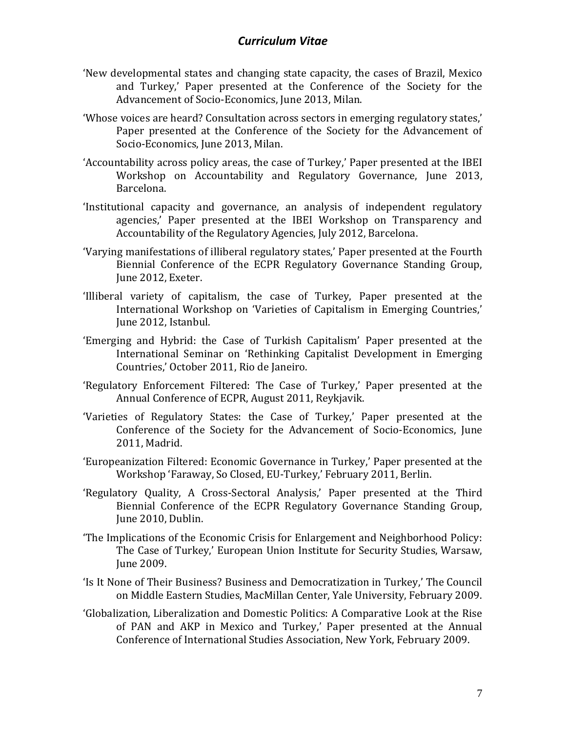'New developmental states and changing state capacity, the cases of Brazil, Mexico and Turkey,' Paper presented at the Conference of the Society for the Advancement of Socio-Economics, June 2013, Milan.

'Whose voices are heard? Consultation across sectors in emerging regulatory states,' Paper presented at the Conference of the Society for the Advancement of Socio-Economics, June 2013, Milan.

'Accountability across policy areas, the case of Turkey,' Paper presented at the IBEI Workshop on Accountability and Regulatory Governance, June 2013, Barcelona.

'Institutional capacity and governance, an analysis of independent regulatory agencies,' Paper presented at the IBEI Workshop on Transparency and Accountability of the Regulatory Agencies, July 2012, Barcelona.

'Varying manifestations of illiberal regulatory states,' Paper presented at the Fourth Biennial Conference of the ECPR Regulatory Governance Standing Group, June 2012, Exeter.

'Illiberal variety of capitalism, the case of Turkey, Paper presented at the International Workshop on 'Varieties of Capitalism in Emerging Countries,' June 2012, Istanbul.

'Emerging and Hybrid: the Case of Turkish Capitalism' Paper presented at the International Seminar on 'Rethinking Capitalist Development in Emerging Countries,' October 2011, Rio de Janeiro.

'Regulatory Enforcement Filtered: The Case of Turkey,' Paper presented at the Annual Conference of ECPR, August 2011, Reykjavik.

'Varieties of Regulatory States: the Case of Turkey,' Paper presented at the Conference of the Society for the Advancement of Socio-Economics, June 2011, Madrid.

'Europeanization Filtered: Economic Governance in Turkey,' Paper presented at the Workshop 'Faraway, So Closed, EU-Turkey,' February 2011, Berlin.

'Regulatory Quality, A Cross-Sectoral Analysis,' Paper presented at the Third Biennial Conference of the ECPR Regulatory Governance Standing Group, June 2010, Dublin.

'The Implications of the Economic Crisis for Enlargement and Neighborhood Policy: The Case of Turkey,' European Union Institute for Security Studies, Warsaw, June 2009.

'Is It None of Their Business? Business and Democratization in Turkey,' The Council on Middle Eastern Studies, MacMillan Center, Yale University, February 2009.

'Globalization, Liberalization and Domestic Politics: A Comparative Look at the Rise of PAN and AKP in Mexico and Turkey,' Paper presented at the Annual Conference of International Studies Association, New York, February 2009.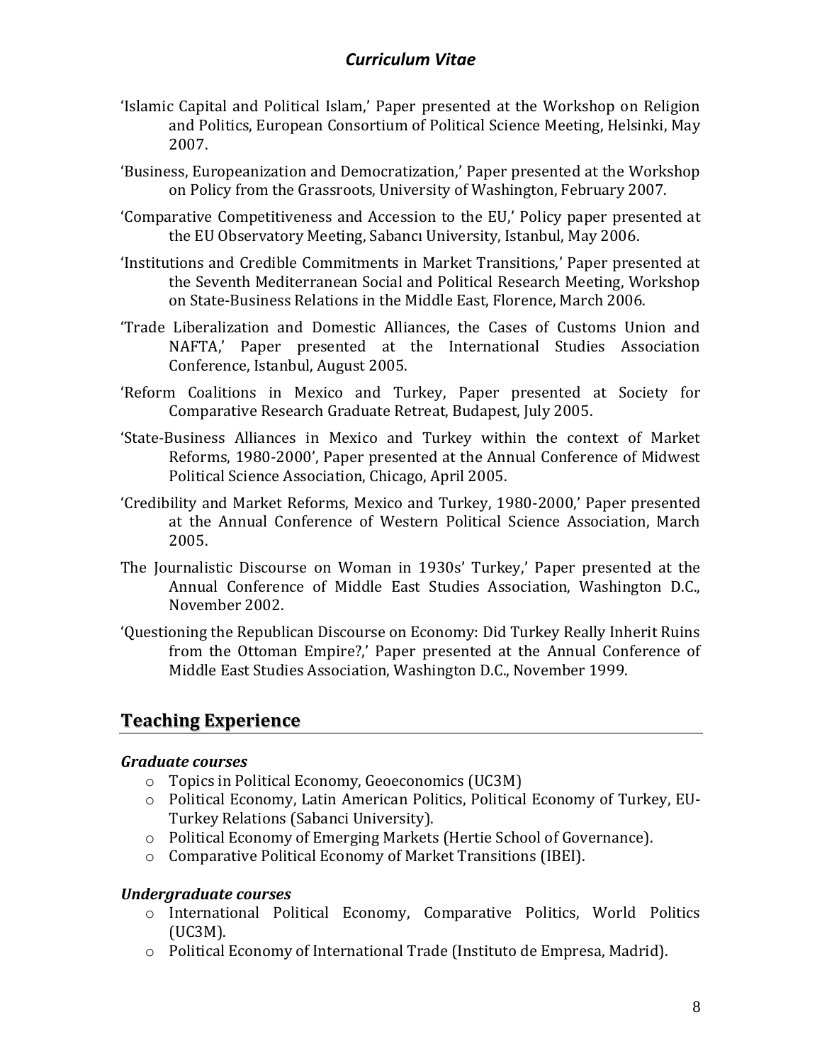'Islamic Capital and Political Islam,' Paper presented at the Workshop on Religion and Politics, European Consortium of Political Science Meeting, Helsinki, May 2007.

'Business, Europeanization and Democratization,' Paper presented at the Workshop on Policy from the Grassroots, University of Washington, February 2007.

'Comparative Competitiveness and Accession to the EU,' Policy paper presented at the EU Observatory Meeting, Sabancı University, Istanbul, May 2006.

'Institutions and Credible Commitments in Market Transitions,' Paper presented at the Seventh Mediterranean Social and Political Research Meeting, Workshop on State-Business Relations in the Middle East, Florence, March 2006.

'Trade Liberalization and Domestic Alliances, the Cases of Customs Union and NAFTA,' Paper presented at the International Studies Association Conference, Istanbul, August 2005.

'Reform Coalitions in Mexico and Turkey, Paper presented at Society for Comparative Research Graduate Retreat, Budapest, July 2005.

'State-Business Alliances in Mexico and Turkey within the context of Market Reforms, 1980-2000', Paper presented at the Annual Conference of Midwest Political Science Association, Chicago, April 2005.

'Credibility and Market Reforms, Mexico and Turkey, 1980-2000,' Paper presented at the Annual Conference of Western Political Science Association, March 2005.

The Journalistic Discourse on Woman in 1930s' Turkey,' Paper presented at the Annual Conference of Middle East Studies Association, Washington D.C., November 2002.

'Questioning the Republican Discourse on Economy: Did Turkey Really Inherit Ruins from the Ottoman Empire?,' Paper presented at the Annual Conference of Middle East Studies Association, Washington D.C., November 1999.

## Teaching Experience

***Graduate courses***

- Topics in Political Economy, Geoeconomics (UC3M)
- Political Economy, Latin American Politics, Political Economy of Turkey, EU-Turkey Relations (Sabanci University).
- Political Economy of Emerging Markets (Hertie School of Governance).
- Comparative Political Economy of Market Transitions (IBEI).

***Undergraduate courses***

- International Political Economy, Comparative Politics, World Politics (UC3M).
- Political Economy of International Trade (Instituto de Empresa, Madrid).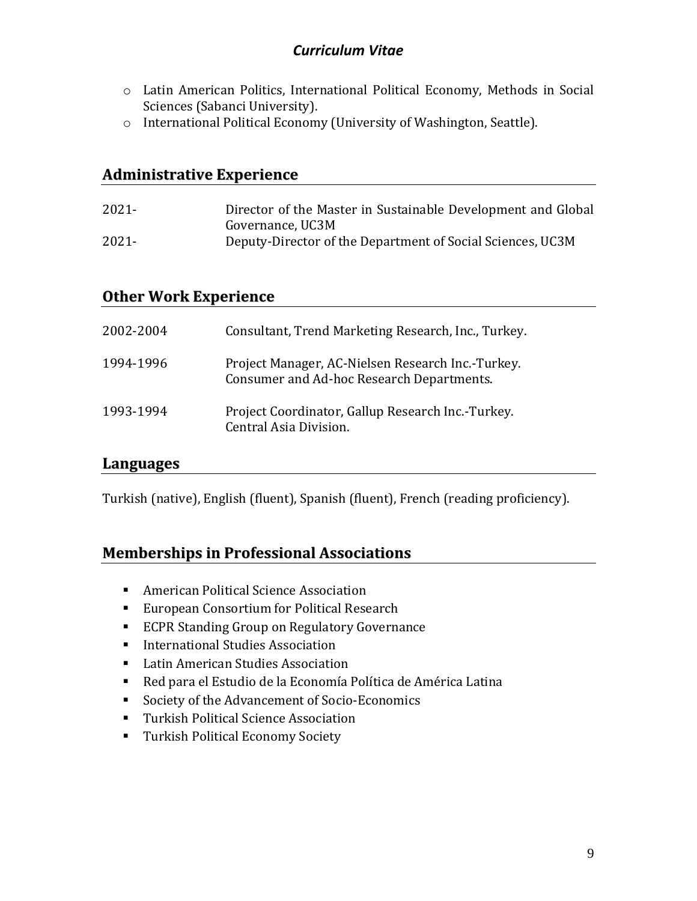- Latin American Politics, International Political Economy, Methods in Social Sciences (Sabanci University).
- International Political Economy (University of Washington, Seattle).

## Administrative Experience

| | |
|---|---|
| 2021- | Director of the Master in Sustainable Development and Global Governance, UC3M |
| 2021- | Deputy-Director of the Department of Social Sciences, UC3M |

## Other Work Experience

| | |
|---|---|
| 2002-2004 | Consultant, Trend Marketing Research, Inc., Turkey. |
| 1994-1996 | Project Manager, AC-Nielsen Research Inc.-Turkey. Consumer and Ad-hoc Research Departments. |
| 1993-1994 | Project Coordinator, Gallup Research Inc.-Turkey. Central Asia Division. |

## Languages

Turkish (native), English (fluent), Spanish (fluent), French (reading proficiency).

## Memberships in Professional Associations

- American Political Science Association
- European Consortium for Political Research
- ECPR Standing Group on Regulatory Governance
- International Studies Association
- Latin American Studies Association
- Red para el Estudio de la Economía Política de América Latina
- Society of the Advancement of Socio-Economics
- Turkish Political Science Association
- Turkish Political Economy Society